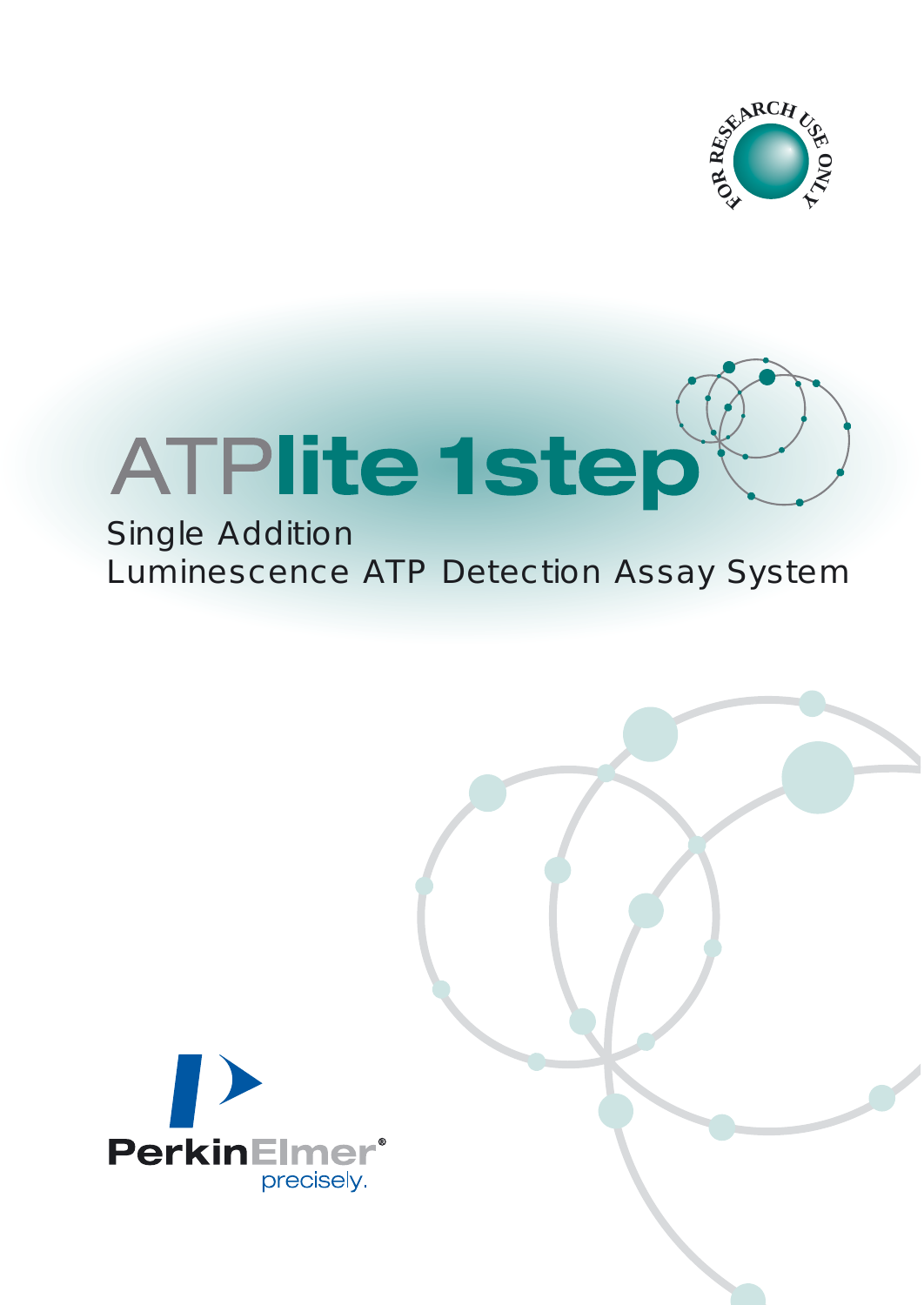FOR RESEARCH USE ONLY

# ATPlite 1step

Single Addition
Luminescence ATP Detection Assay System

PerkinElmer®
precisely.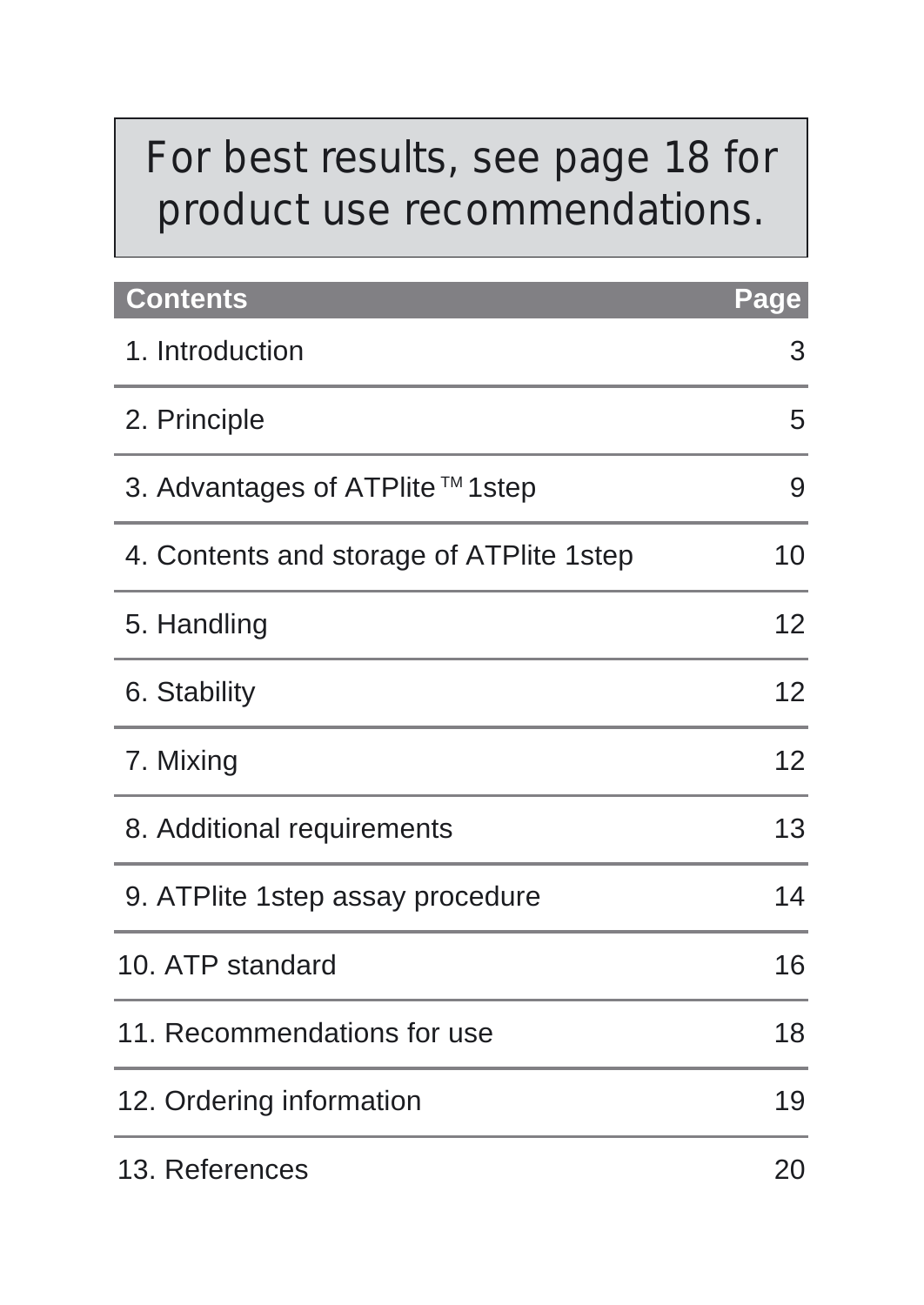For best results, see page 18 for product use recommendations.

| Contents | Page |
| --- | --- |
| 1. Introduction | 3 |
| 2. Principle | 5 |
| 3. Advantages of ATPlite™1step | 9 |
| 4. Contents and storage of ATPlite 1step | 10 |
| 5. Handling | 12 |
| 6. Stability | 12 |
| 7. Mixing | 12 |
| 8. Additional requirements | 13 |
| 9. ATPlite 1step assay procedure | 14 |
| 10. ATP standard | 16 |
| 11. Recommendations for use | 18 |
| 12. Ordering information | 19 |
| 13. References | 20 |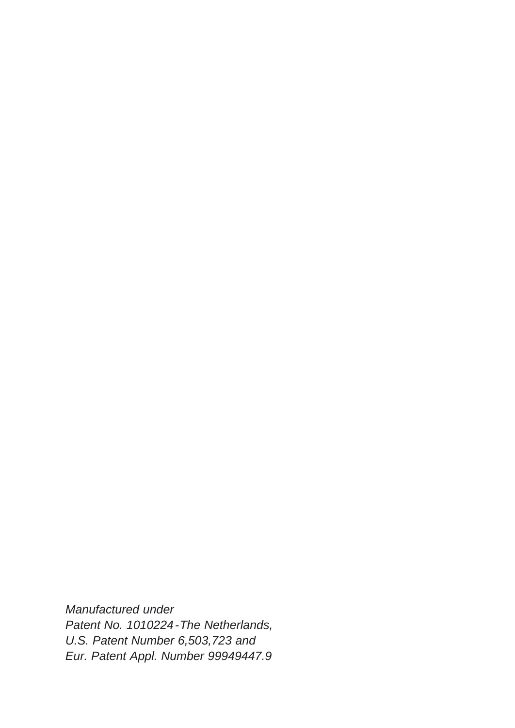*Manufactured under*
*Patent No. 1010224 - The Netherlands,*
*U.S. Patent Number 6,503,723 and*
*Eur. Patent Appl. Number 99949447.9*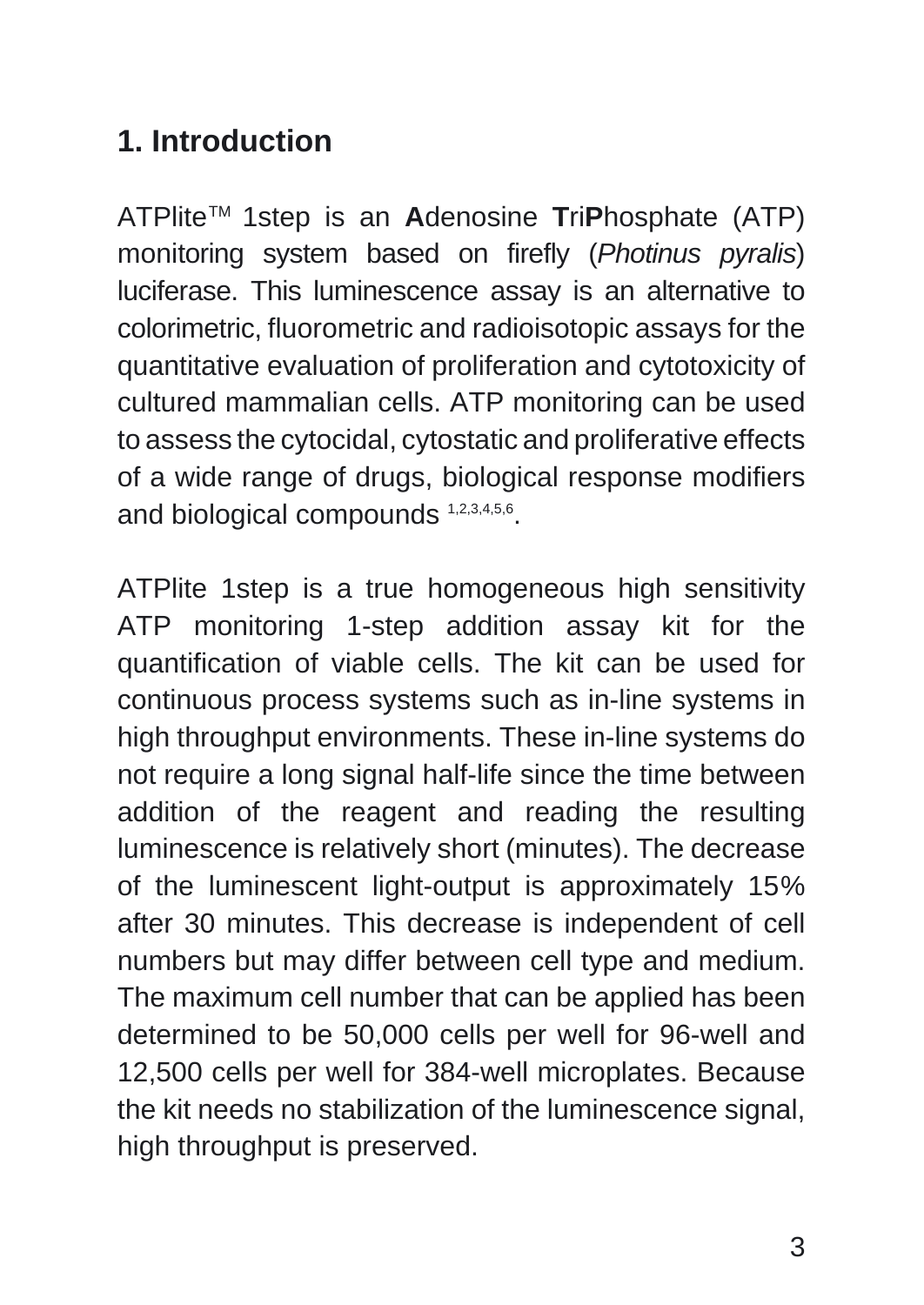# 1. Introduction

ATPlite™ 1step is an **A**denosine **T**ri**P**hosphate (ATP) monitoring system based on firefly (*Photinus pyralis*) luciferase. This luminescence assay is an alternative to colorimetric, fluorometric and radioisotopic assays for the quantitative evaluation of proliferation and cytotoxicity of cultured mammalian cells. ATP monitoring can be used to assess the cytocidal, cytostatic and proliferative effects of a wide range of drugs, biological response modifiers and biological compounds [1,2,3,4,5,6].

ATPlite 1step is a true homogeneous high sensitivity ATP monitoring 1-step addition assay kit for the quantification of viable cells. The kit can be used for continuous process systems such as in-line systems in high throughput environments. These in-line systems do not require a long signal half-life since the time between addition of the reagent and reading the resulting luminescence is relatively short (minutes). The decrease of the luminescent light-output is approximately 15% after 30 minutes. This decrease is independent of cell numbers but may differ between cell type and medium. The maximum cell number that can be applied has been determined to be 50,000 cells per well for 96-well and 12,500 cells per well for 384-well microplates. Because the kit needs no stabilization of the luminescence signal, high throughput is preserved.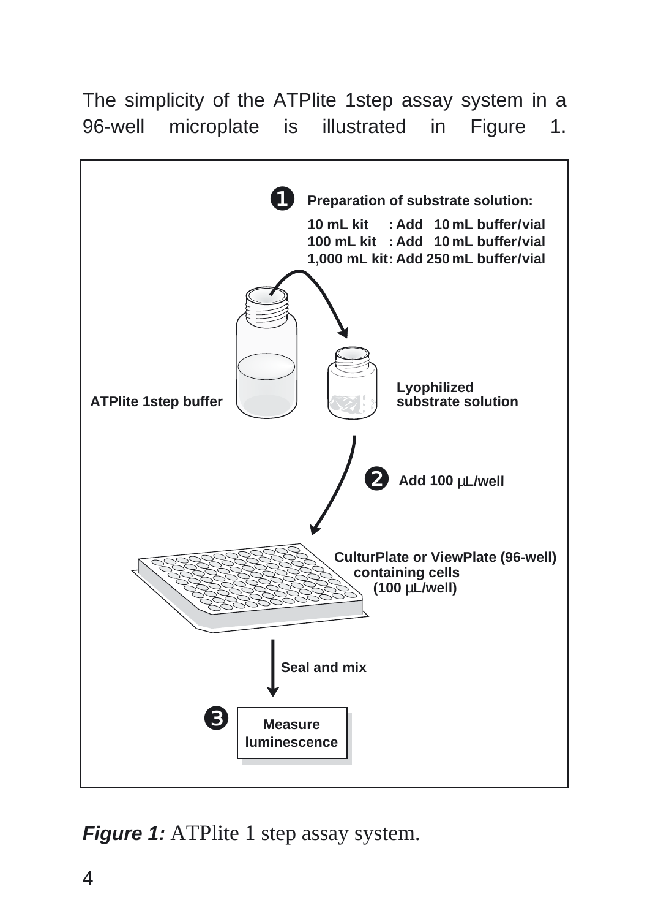The simplicity of the ATPlite 1step assay system in a 96-well microplate is illustrated in Figure 1.

❶ **Preparation of substrate solution:**

**10 mL kit : Add 10 mL buffer/vial**
**100 mL kit : Add 10 mL buffer/vial**
**1,000 mL kit: Add 250 mL buffer/vial**

**ATPlite 1step buffer**

**Lyophilized substrate solution**

❷ **Add 100 µL/well**

**CulturPlate or ViewPlate (96-well) containing cells (100 µL/well)**

**Seal and mix**

❸ **Measure luminescence**

***Figure 1:*** ATPlite 1 step assay system.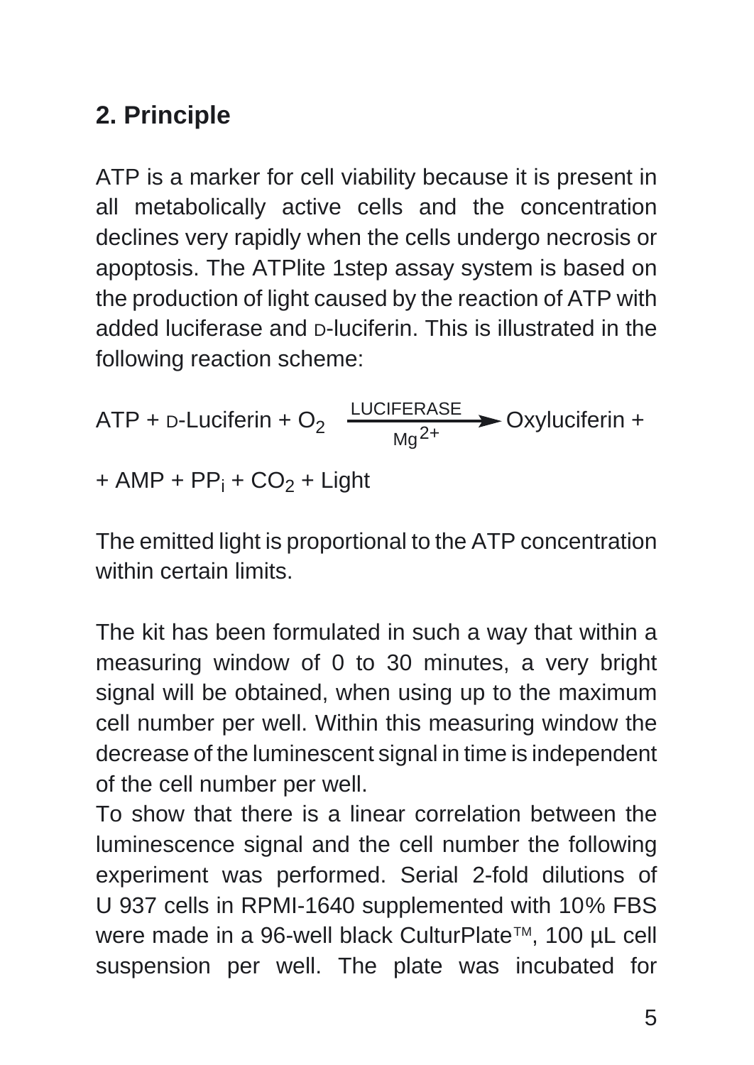## 2. Principle

ATP is a marker for cell viability because it is present in all metabolically active cells and the concentration declines very rapidly when the cells undergo necrosis or apoptosis. The ATPlite 1step assay system is based on the production of light caused by the reaction of ATP with added luciferase and D-luciferin. This is illustrated in the following reaction scheme:

$$ATP + \text{D-Luciferin} + O_2 \xrightarrow[Mg^{2+}]{\text{LUCIFERASE}} \text{Oxyluciferin} + AMP + PP_i + CO_2 + \text{Light}$$

The emitted light is proportional to the ATP concentration within certain limits.

The kit has been formulated in such a way that within a measuring window of 0 to 30 minutes, a very bright signal will be obtained, when using up to the maximum cell number per well. Within this measuring window the decrease of the luminescent signal in time is independent of the cell number per well.

To show that there is a linear correlation between the luminescence signal and the cell number the following experiment was performed. Serial 2-fold dilutions of U 937 cells in RPMI-1640 supplemented with 10% FBS were made in a 96-well black CulturPlate™, 100 µL cell suspension per well. The plate was incubated for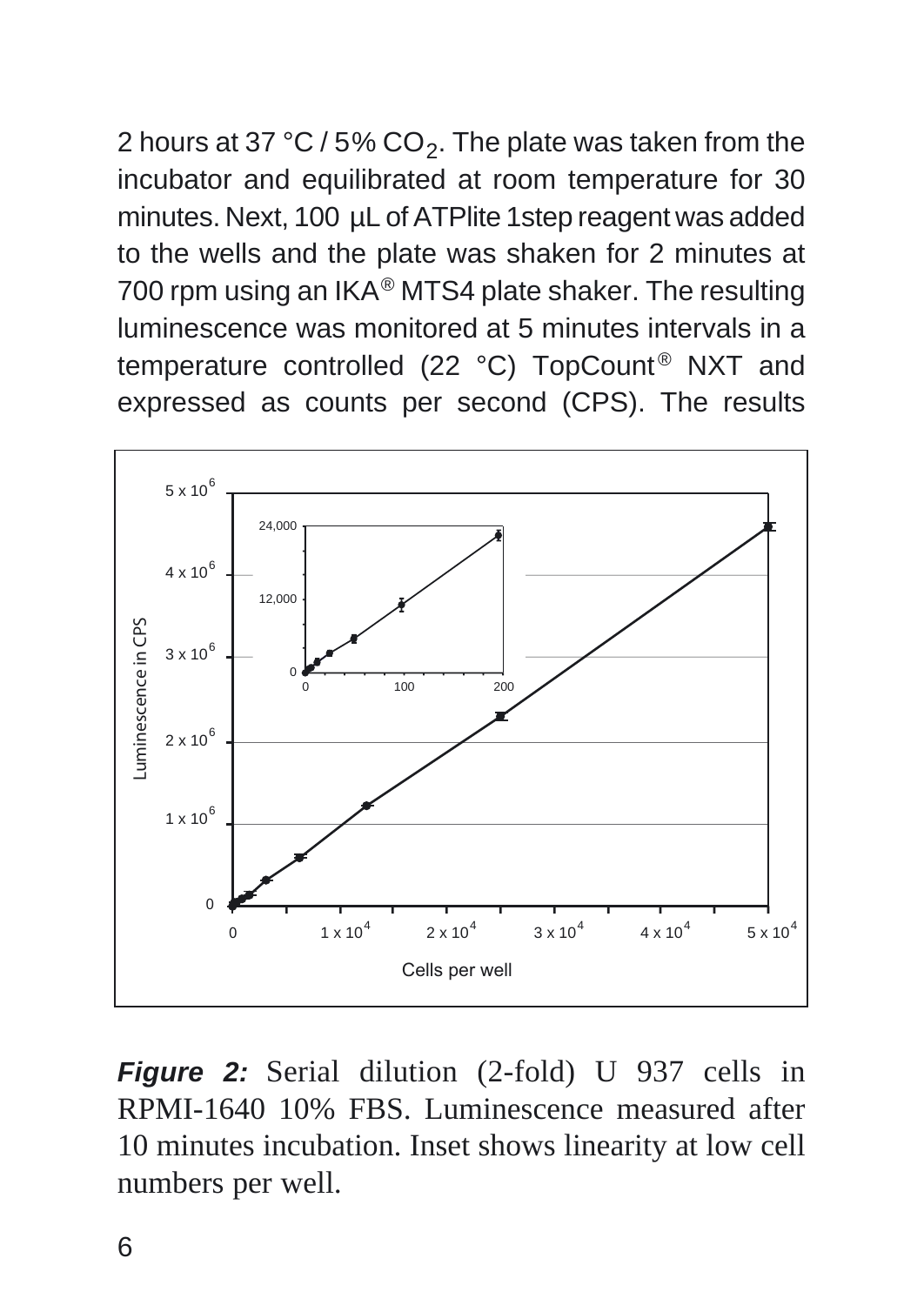2 hours at 37 °C / 5% $CO_2$. The plate was taken from the incubator and equilibrated at room temperature for 30 minutes. Next, 100 µL of ATPlite 1step reagent was added to the wells and the plate was shaken for 2 minutes at 700 rpm using an IKA® MTS4 plate shaker. The resulting luminescence was monitored at 5 minutes intervals in a temperature controlled (22 °C) TopCount® NXT and expressed as counts per second (CPS). The results

***Figure 2:*** Serial dilution (2-fold) U 937 cells in RPMI-1640 10% FBS. Luminescence measured after 10 minutes incubation. Inset shows linearity at low cell numbers per well.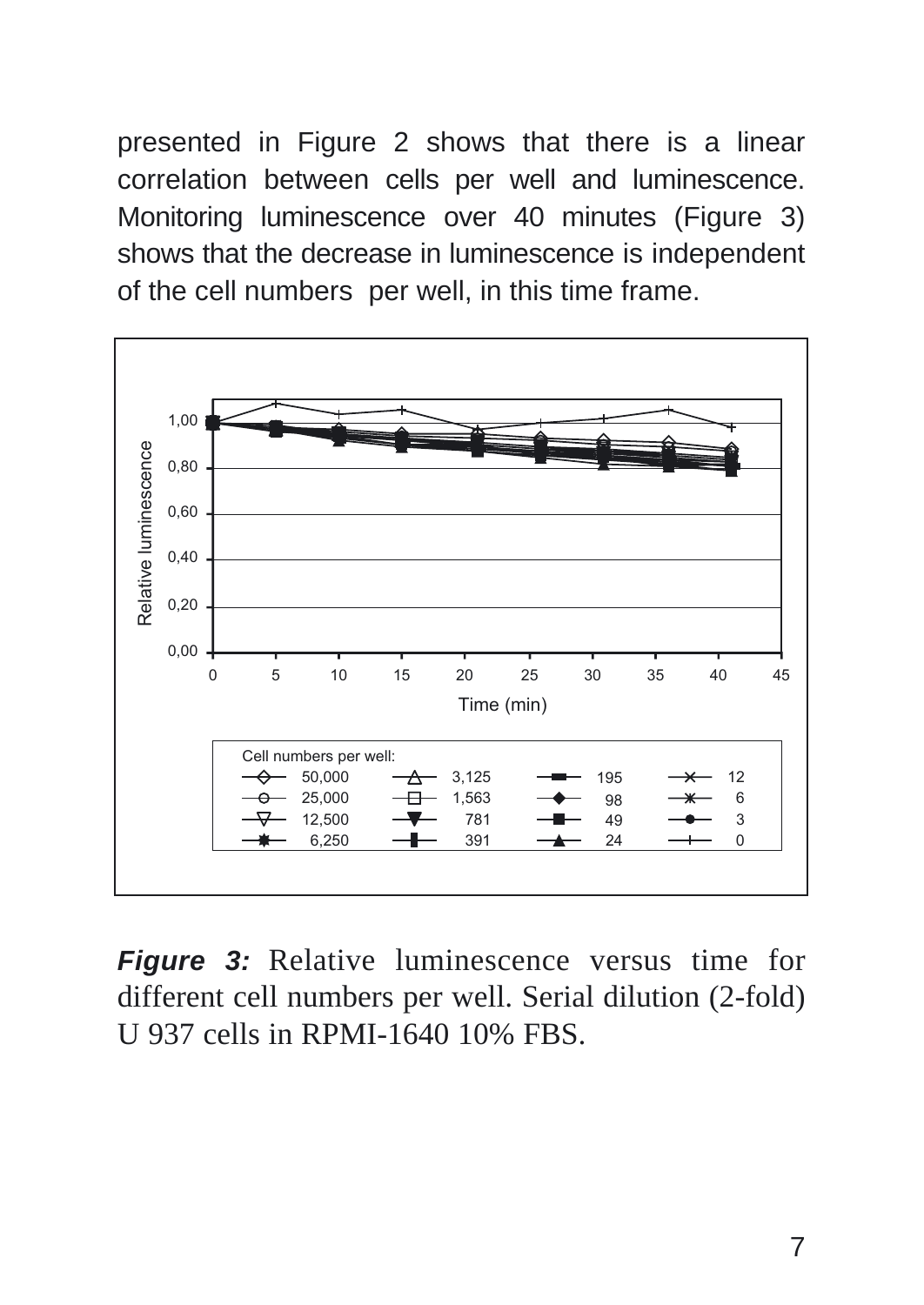presented in Figure 2 shows that there is a linear correlation between cells per well and luminescence. Monitoring luminescence over 40 minutes (Figure 3) shows that the decrease in luminescence is independent of the cell numbers per well, in this time frame.

***Figure 3:*** Relative luminescence versus time for different cell numbers per well. Serial dilution (2-fold) U 937 cells in RPMI-1640 10% FBS.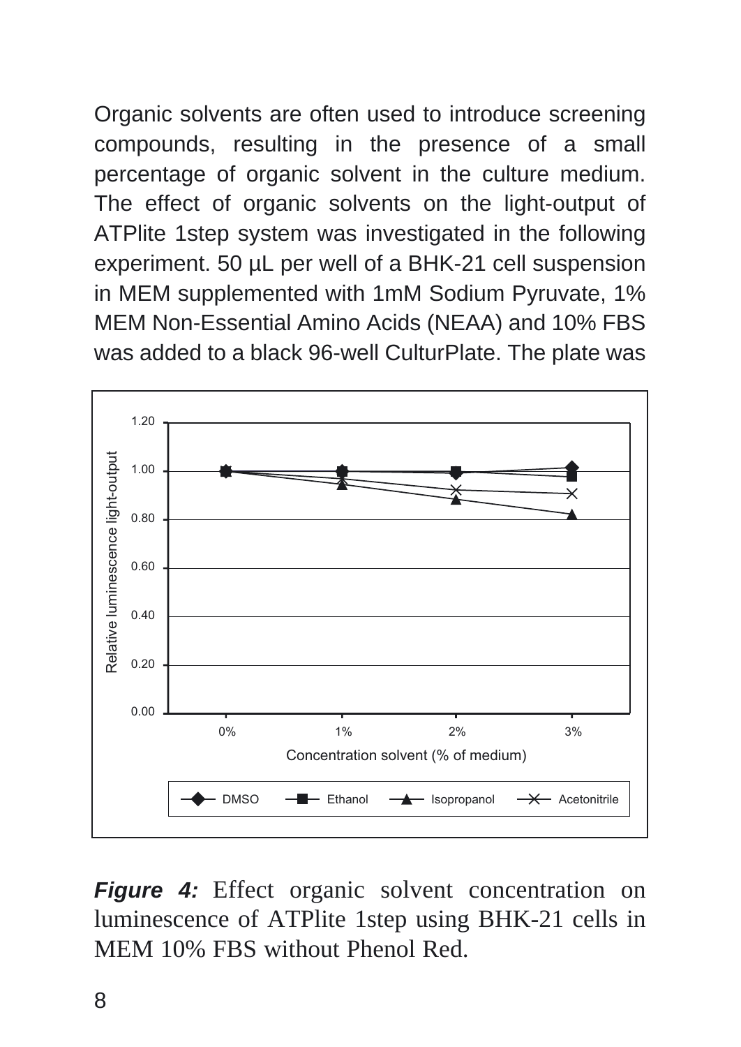Organic solvents are often used to introduce screening compounds, resulting in the presence of a small percentage of organic solvent in the culture medium. The effect of organic solvents on the light-output of ATPlite 1step system was investigated in the following experiment. 50 µL per well of a BHK-21 cell suspension in MEM supplemented with 1mM Sodium Pyruvate, 1% MEM Non-Essential Amino Acids (NEAA) and 10% FBS was added to a black 96-well CulturPlate. The plate was

***Figure 4:*** Effect organic solvent concentration on luminescence of ATPlite 1step using BHK-21 cells in MEM 10% FBS without Phenol Red.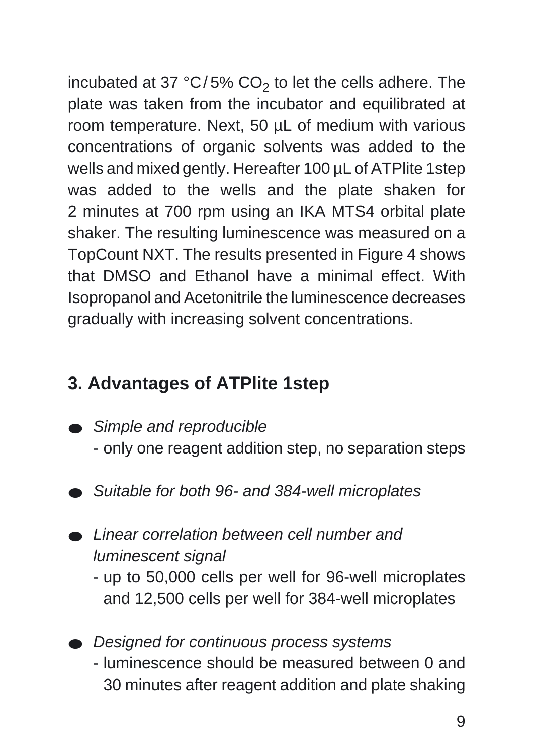incubated at 37 °C / 5% $CO_2$ to let the cells adhere. The plate was taken from the incubator and equilibrated at room temperature. Next, 50 µL of medium with various concentrations of organic solvents was added to the wells and mixed gently. Hereafter 100 µL of ATPlite 1step was added to the wells and the plate shaken for 2 minutes at 700 rpm using an IKA MTS4 orbital plate shaker. The resulting luminescence was measured on a TopCount NXT. The results presented in Figure 4 shows that DMSO and Ethanol have a minimal effect. With Isopropanol and Acetonitrile the luminescence decreases gradually with increasing solvent concentrations.

## 3. Advantages of ATPlite 1step

- *Simple and reproducible*
  - only one reagent addition step, no separation steps
- *Suitable for both 96- and 384-well microplates*
- *Linear correlation between cell number and luminescent signal*
  - up to 50,000 cells per well for 96-well microplates and 12,500 cells per well for 384-well microplates
- *Designed for continuous process systems*
  - luminescence should be measured between 0 and 30 minutes after reagent addition and plate shaking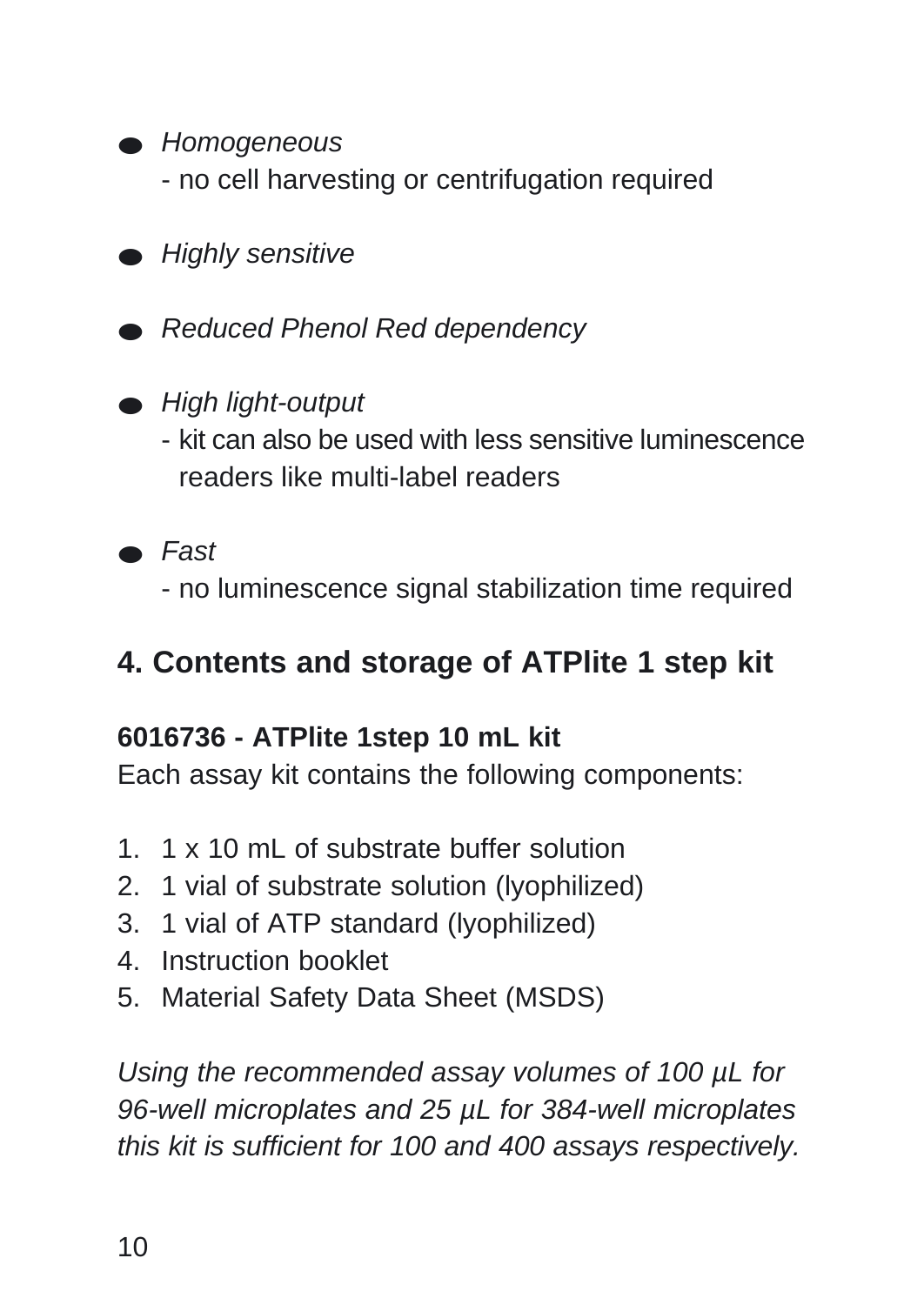- *Homogeneous*
  - no cell harvesting or centrifugation required

- *Highly sensitive*

- *Reduced Phenol Red dependency*

- *High light-output*
  - kit can also be used with less sensitive luminescence readers like multi-label readers

- *Fast*
  - no luminescence signal stabilization time required

## 4. Contents and storage of ATPlite 1 step kit

**6016736 - ATPlite 1step 10 mL kit**

Each assay kit contains the following components:

1. 1 x 10 mL of substrate buffer solution
2. 1 vial of substrate solution (lyophilized)
3. 1 vial of ATP standard (lyophilized)
4. Instruction booklet
5. Material Safety Data Sheet (MSDS)

*Using the recommended assay volumes of 100 µL for 96-well microplates and 25 µL for 384-well microplates this kit is sufficient for 100 and 400 assays respectively.*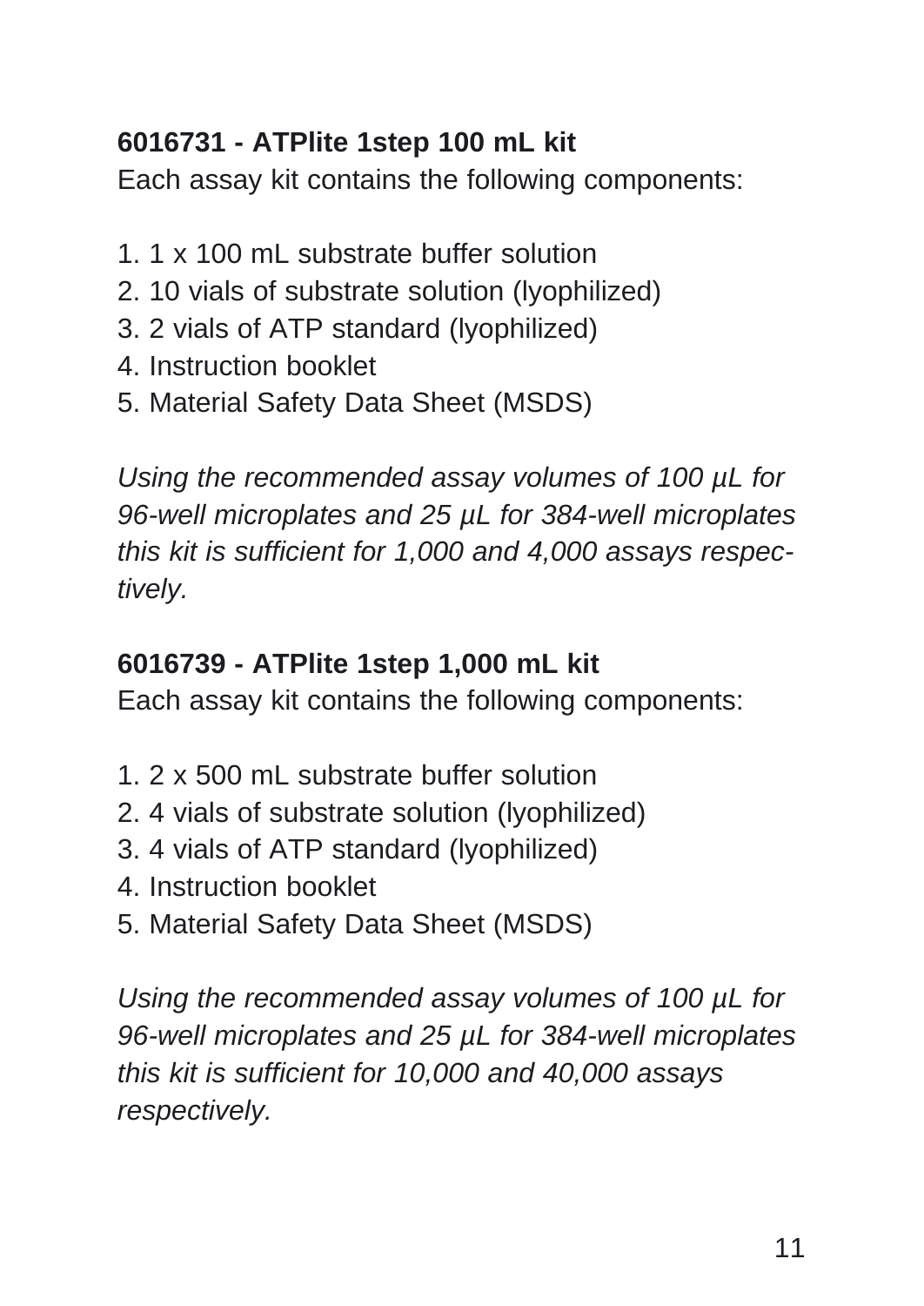**6016731 - ATPlite 1step 100 mL kit**

Each assay kit contains the following components:

1. 1 x 100 mL substrate buffer solution
2. 10 vials of substrate solution (lyophilized)
3. 2 vials of ATP standard (lyophilized)
4. Instruction booklet
5. Material Safety Data Sheet (MSDS)

*Using the recommended assay volumes of 100 µL for 96-well microplates and 25 µL for 384-well microplates this kit is sufficient for 1,000 and 4,000 assays respectively.*

**6016739 - ATPlite 1step 1,000 mL kit**

Each assay kit contains the following components:

1. 2 x 500 mL substrate buffer solution
2. 4 vials of substrate solution (lyophilized)
3. 4 vials of ATP standard (lyophilized)
4. Instruction booklet
5. Material Safety Data Sheet (MSDS)

*Using the recommended assay volumes of 100 µL for 96-well microplates and 25 µL for 384-well microplates this kit is sufficient for 10,000 and 40,000 assays respectively.*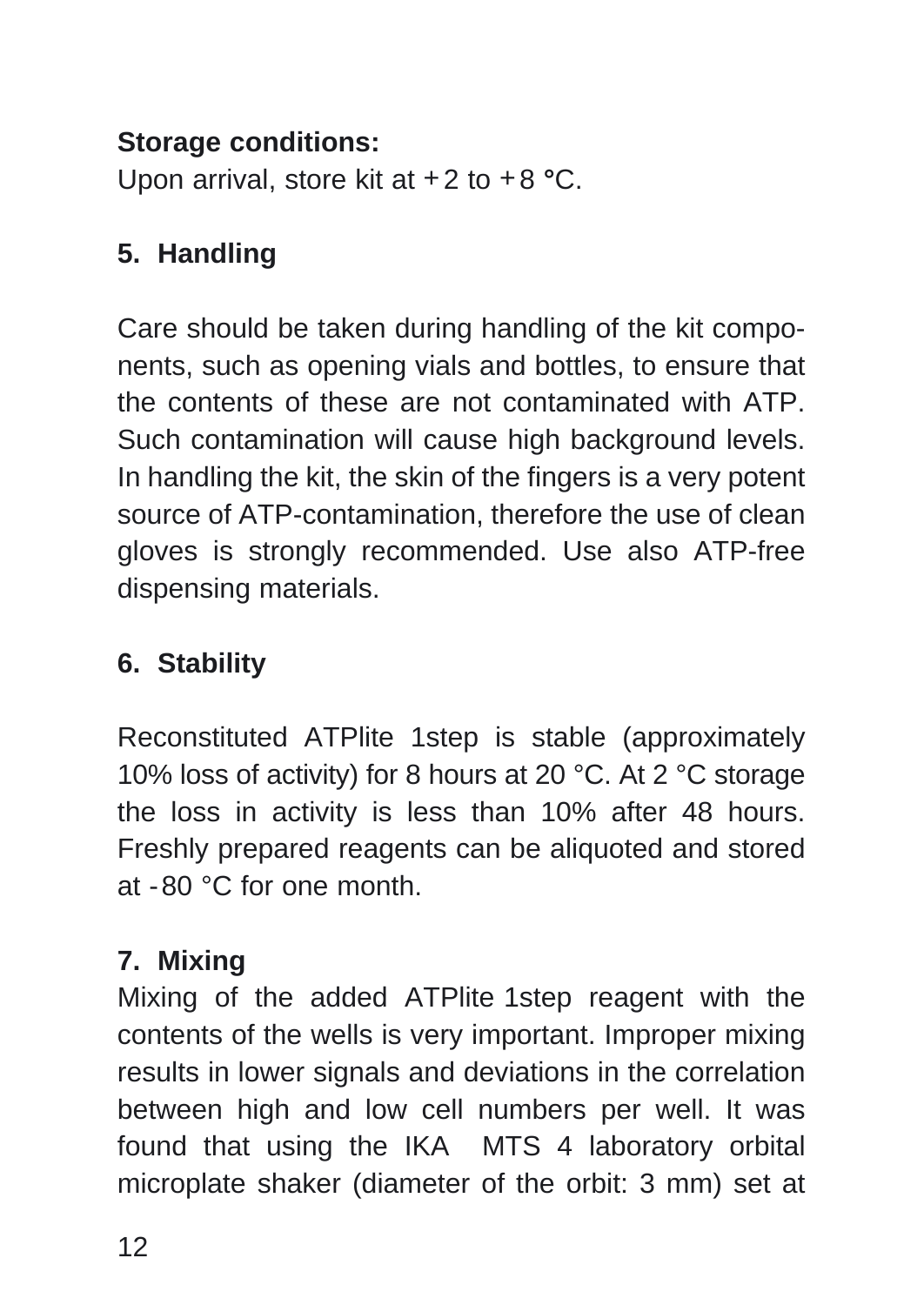**Storage conditions:**

Upon arrival, store kit at +2 to +8 °C.

## 5. Handling

Care should be taken during handling of the kit components, such as opening vials and bottles, to ensure that the contents of these are not contaminated with ATP. Such contamination will cause high background levels. In handling the kit, the skin of the fingers is a very potent source of ATP-contamination, therefore the use of clean gloves is strongly recommended. Use also ATP-free dispensing materials.

## 6. Stability

Reconstituted ATPlite 1step is stable (approximately 10% loss of activity) for 8 hours at 20 °C. At 2 °C storage the loss in activity is less than 10% after 48 hours. Freshly prepared reagents can be aliquoted and stored at -80 °C for one month.

## 7. Mixing

Mixing of the added ATPlite 1step reagent with the contents of the wells is very important. Improper mixing results in lower signals and deviations in the correlation between high and low cell numbers per well. It was found that using the IKA MTS 4 laboratory orbital microplate shaker (diameter of the orbit: 3 mm) set at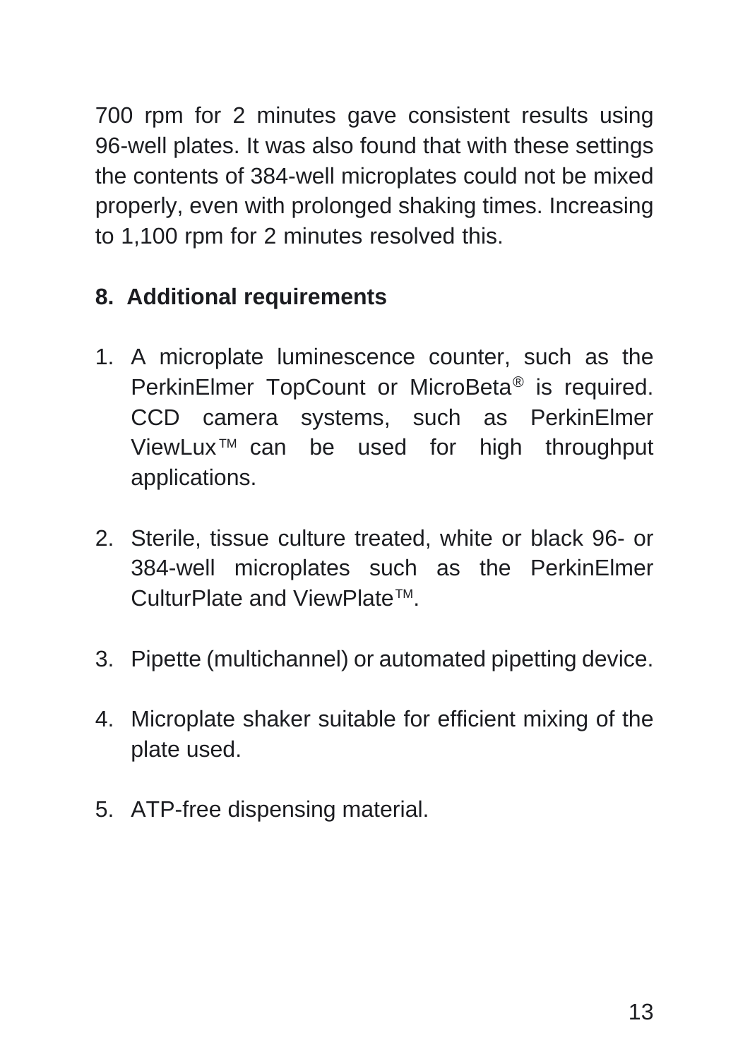700 rpm for 2 minutes gave consistent results using 96-well plates. It was also found that with these settings the contents of 384-well microplates could not be mixed properly, even with prolonged shaking times. Increasing to 1,100 rpm for 2 minutes resolved this.

## 8. Additional requirements

1. A microplate luminescence counter, such as the PerkinElmer TopCount or MicroBeta® is required. CCD camera systems, such as PerkinElmer ViewLux™ can be used for high throughput applications.

2. Sterile, tissue culture treated, white or black 96- or 384-well microplates such as the PerkinElmer CulturPlate and ViewPlate™.

3. Pipette (multichannel) or automated pipetting device.

4. Microplate shaker suitable for efficient mixing of the plate used.

5. ATP-free dispensing material.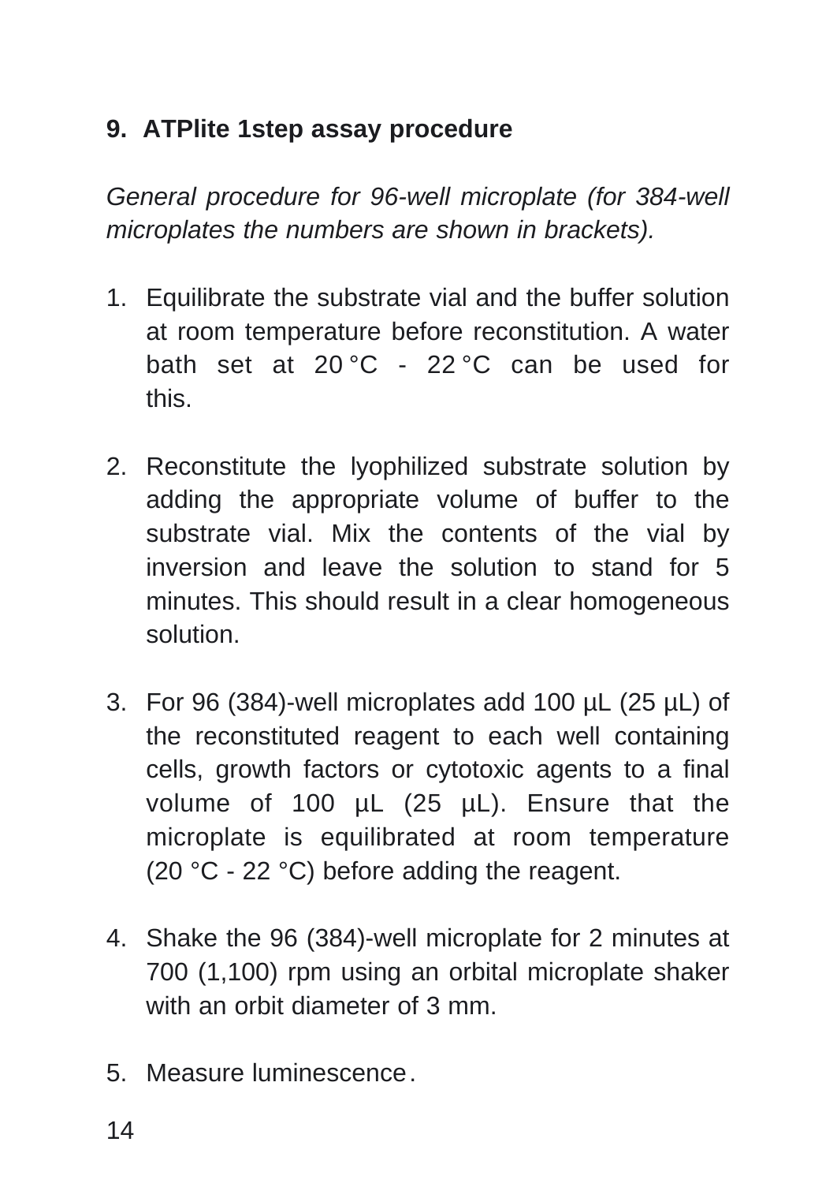## 9. ATPlite 1step assay procedure

*General procedure for 96-well microplate (for 384-well microplates the numbers are shown in brackets).*

1. Equilibrate the substrate vial and the buffer solution at room temperature before reconstitution. A water bath set at 20 °C - 22 °C can be used for this.

2. Reconstitute the lyophilized substrate solution by adding the appropriate volume of buffer to the substrate vial. Mix the contents of the vial by inversion and leave the solution to stand for 5 minutes. This should result in a clear homogeneous solution.

3. For 96 (384)-well microplates add 100 µL (25 µL) of the reconstituted reagent to each well containing cells, growth factors or cytotoxic agents to a final volume of 100 µL (25 µL). Ensure that the microplate is equilibrated at room temperature (20 °C - 22 °C) before adding the reagent.

4. Shake the 96 (384)-well microplate for 2 minutes at 700 (1,100) rpm using an orbital microplate shaker with an orbit diameter of 3 mm.

5. Measure luminescence.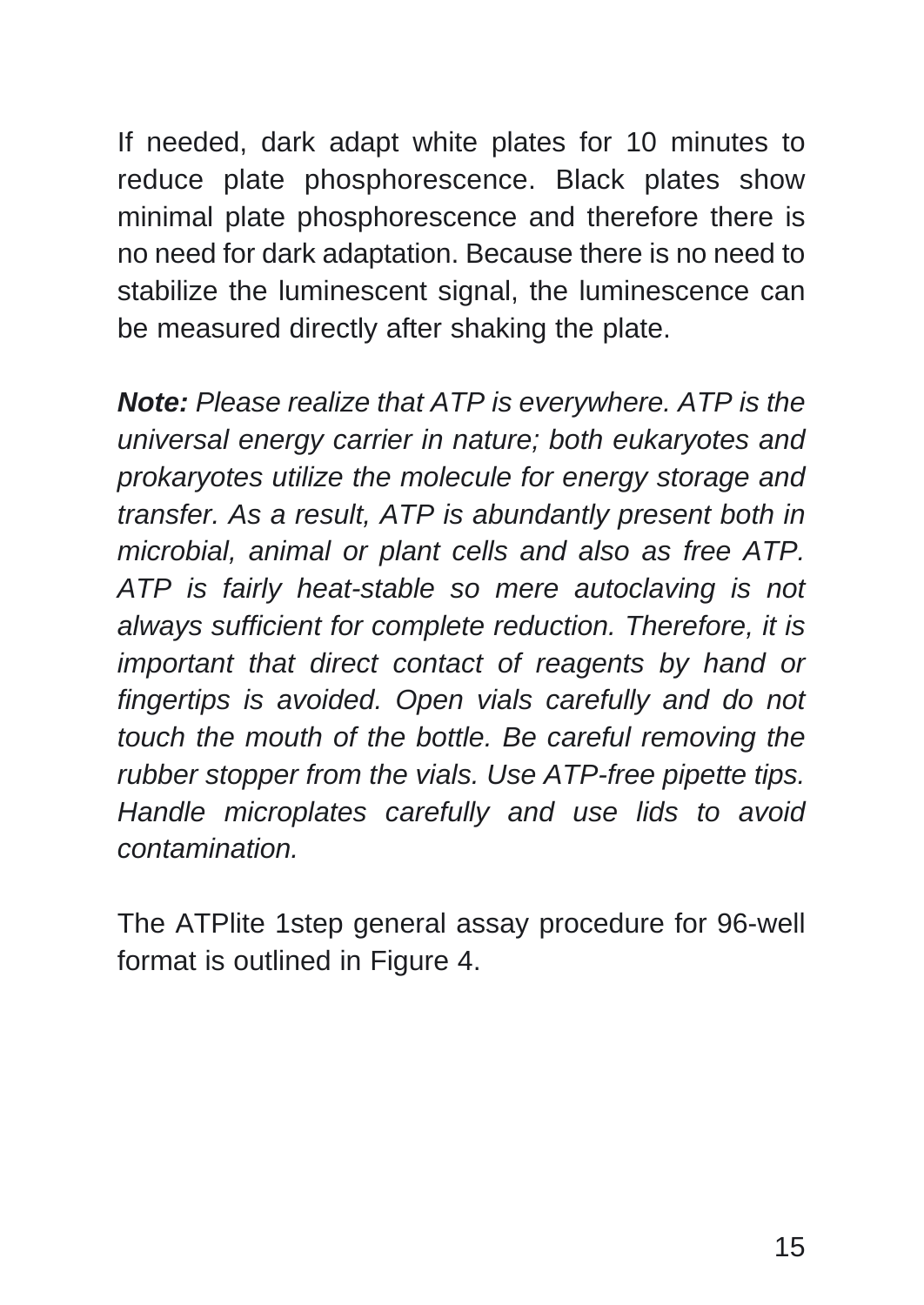If needed, dark adapt white plates for 10 minutes to reduce plate phosphorescence. Black plates show minimal plate phosphorescence and therefore there is no need for dark adaptation. Because there is no need to stabilize the luminescent signal, the luminescence can be measured directly after shaking the plate.

***Note:*** *Please realize that ATP is everywhere. ATP is the universal energy carrier in nature; both eukaryotes and prokaryotes utilize the molecule for energy storage and transfer. As a result, ATP is abundantly present both in microbial, animal or plant cells and also as free ATP. ATP is fairly heat-stable so mere autoclaving is not always sufficient for complete reduction. Therefore, it is important that direct contact of reagents by hand or fingertips is avoided. Open vials carefully and do not touch the mouth of the bottle. Be careful removing the rubber stopper from the vials. Use ATP-free pipette tips. Handle microplates carefully and use lids to avoid contamination.*

The ATPlite 1step general assay procedure for 96-well format is outlined in Figure 4.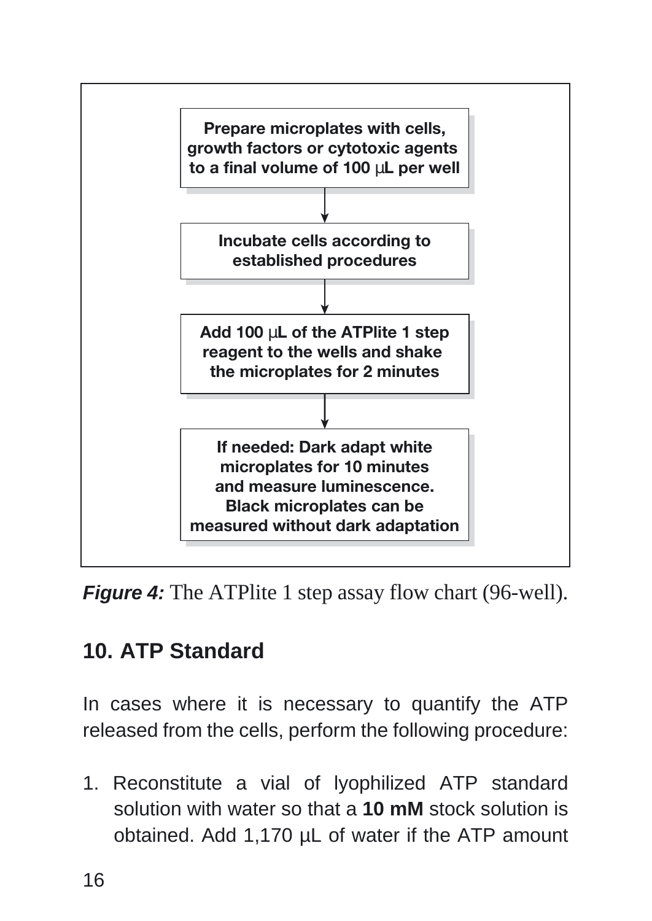Prepare microplates with cells, growth factors or cytotoxic agents to a final volume of 100 μL per well

↓

Incubate cells according to established procedures

↓

Add 100 μL of the ATPlite 1 step reagent to the wells and shake the microplates for 2 minutes

↓

If needed: Dark adapt white microplates for 10 minutes and measure luminescence. Black microplates can be measured without dark adaptation

***Figure 4:*** The ATPlite 1 step assay flow chart (96-well).

## 10. ATP Standard

In cases where it is necessary to quantify the ATP released from the cells, perform the following procedure:

1. Reconstitute a vial of lyophilized ATP standard solution with water so that a **10 mM** stock solution is obtained. Add 1,170 µL of water if the ATP amount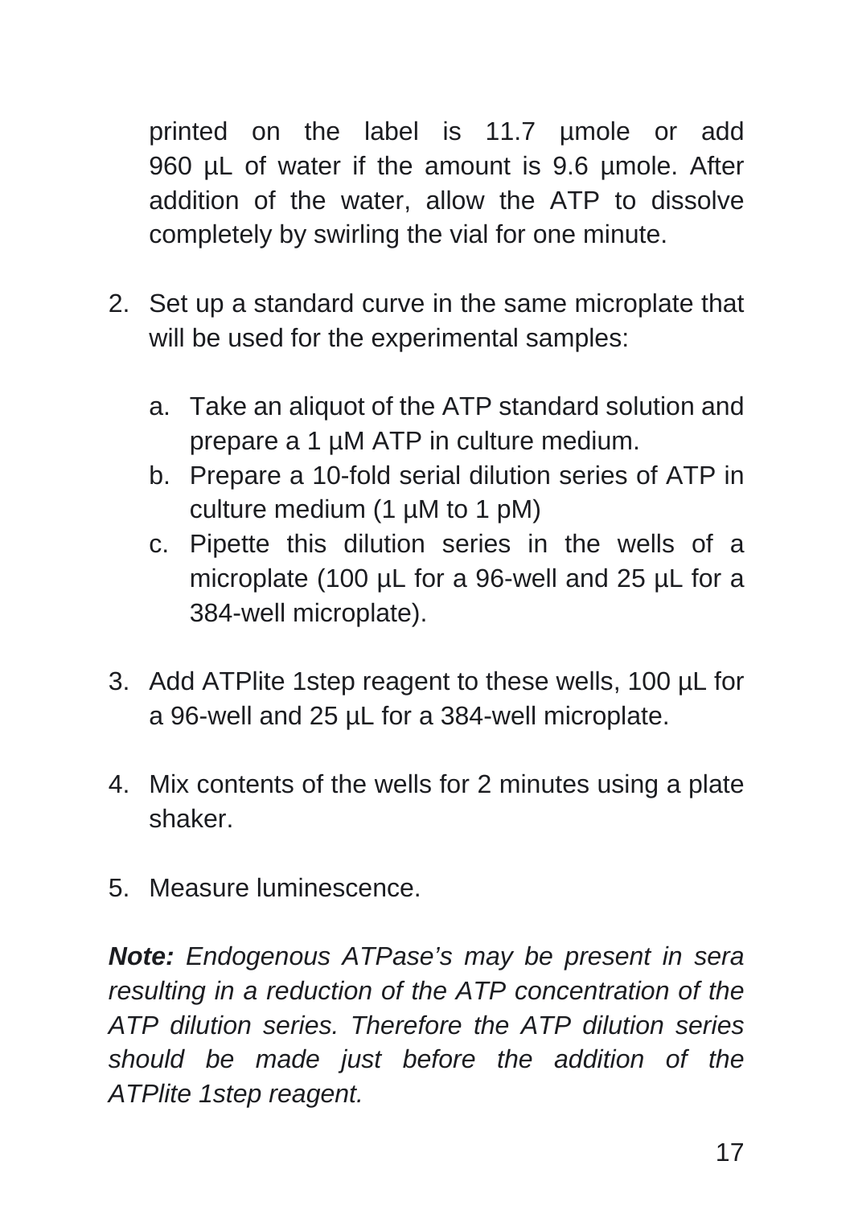printed on the label is 11.7 µmole or add 960 µL of water if the amount is 9.6 µmole. After addition of the water, allow the ATP to dissolve completely by swirling the vial for one minute.

2. Set up a standard curve in the same microplate that will be used for the experimental samples:

   a. Take an aliquot of the ATP standard solution and prepare a 1 µM ATP in culture medium.
   b. Prepare a 10-fold serial dilution series of ATP in culture medium (1 µM to 1 pM)
   c. Pipette this dilution series in the wells of a microplate (100 µL for a 96-well and 25 µL for a 384-well microplate).

3. Add ATPlite 1step reagent to these wells, 100 µL for a 96-well and 25 µL for a 384-well microplate.

4. Mix contents of the wells for 2 minutes using a plate shaker.

5. Measure luminescence.

***Note:*** *Endogenous ATPase's may be present in sera resulting in a reduction of the ATP concentration of the ATP dilution series. Therefore the ATP dilution series should be made just before the addition of the ATPlite 1step reagent.*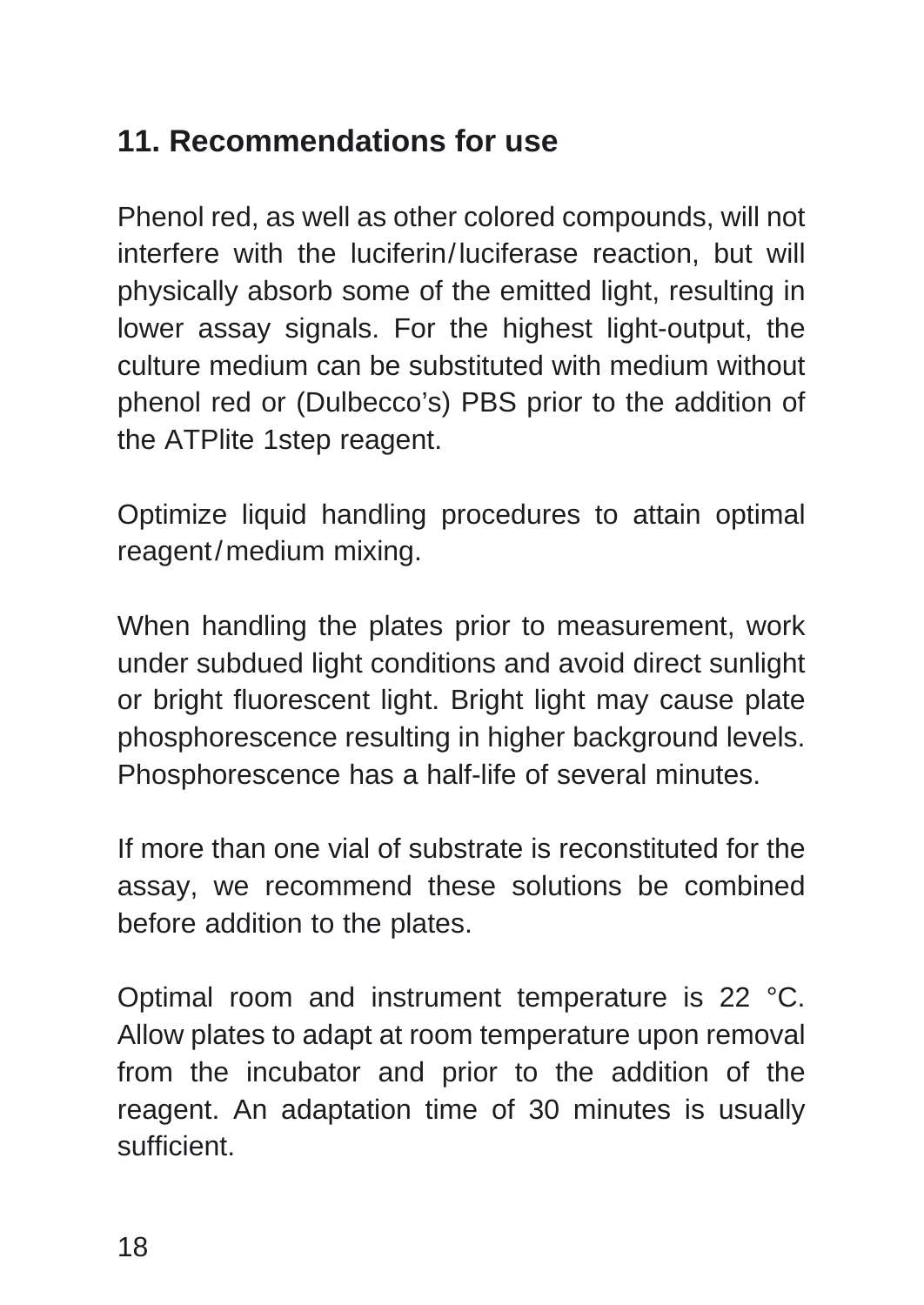## 11. Recommendations for use

Phenol red, as well as other colored compounds, will not interfere with the luciferin/luciferase reaction, but will physically absorb some of the emitted light, resulting in lower assay signals. For the highest light-output, the culture medium can be substituted with medium without phenol red or (Dulbecco's) PBS prior to the addition of the ATPlite 1step reagent.

Optimize liquid handling procedures to attain optimal reagent/medium mixing.

When handling the plates prior to measurement, work under subdued light conditions and avoid direct sunlight or bright fluorescent light. Bright light may cause plate phosphorescence resulting in higher background levels. Phosphorescence has a half-life of several minutes.

If more than one vial of substrate is reconstituted for the assay, we recommend these solutions be combined before addition to the plates.

Optimal room and instrument temperature is 22 °C. Allow plates to adapt at room temperature upon removal from the incubator and prior to the addition of the reagent. An adaptation time of 30 minutes is usually sufficient.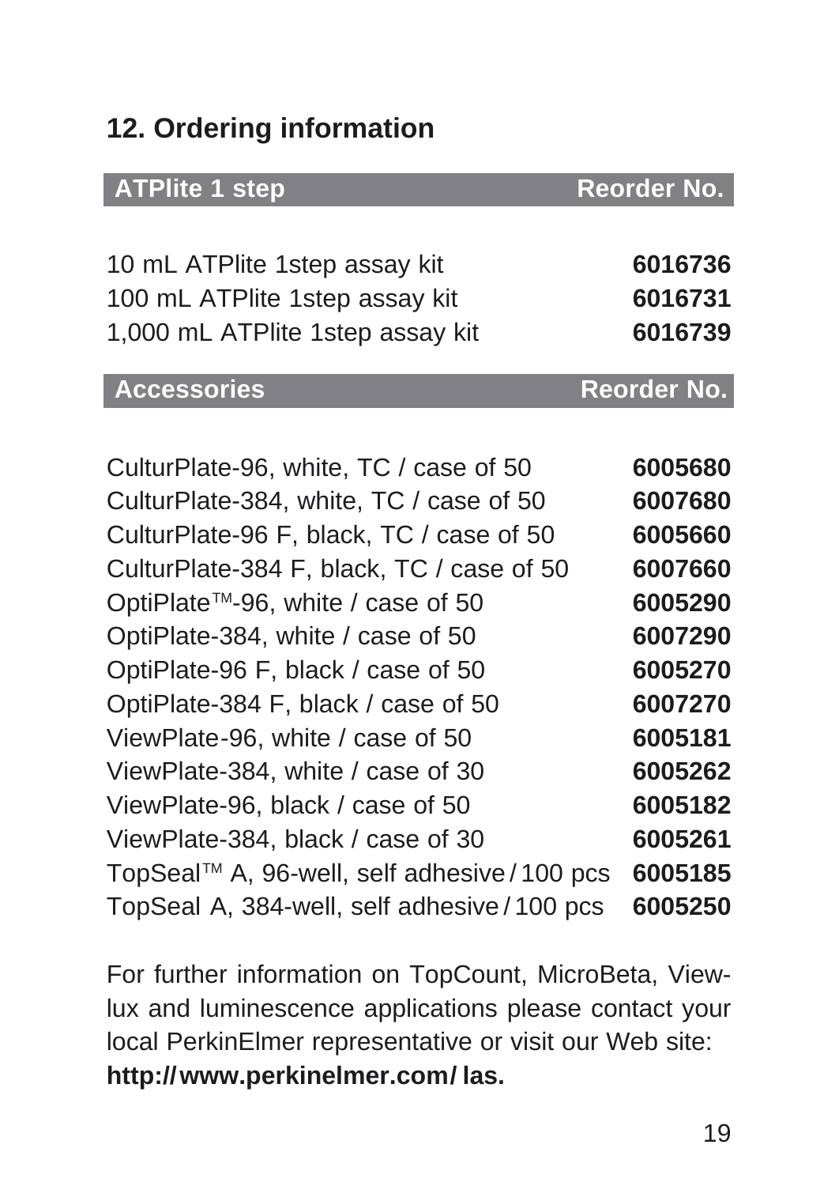## 12. Ordering information

| ATPlite 1 step | Reorder No. |
| --- | --- |
| 10 mL ATPlite 1step assay kit | **6016736** |
| 100 mL ATPlite 1step assay kit | **6016731** |
| 1,000 mL ATPlite 1step assay kit | **6016739** |

| Accessories | Reorder No. |
| --- | --- |
| CulturPlate-96, white, TC / case of 50 | **6005680** |
| CulturPlate-384, white, TC / case of 50 | **6007680** |
| CulturPlate-96 F, black, TC / case of 50 | **6005660** |
| CulturPlate-384 F, black, TC / case of 50 | **6007660** |
| OptiPlate™-96, white / case of 50 | **6005290** |
| OptiPlate-384, white / case of 50 | **6007290** |
| OptiPlate-96 F, black / case of 50 | **6005270** |
| OptiPlate-384 F, black / case of 50 | **6007270** |
| ViewPlate-96, white / case of 50 | **6005181** |
| ViewPlate-384, white / case of 30 | **6005262** |
| ViewPlate-96, black / case of 50 | **6005182** |
| ViewPlate-384, black / case of 30 | **6005261** |
| TopSeal™ A, 96-well, self adhesive / 100 pcs | **6005185** |
| TopSeal A, 384-well, self adhesive / 100 pcs | **6005250** |

For further information on TopCount, MicroBeta, Viewlux and luminescence applications please contact your local PerkinElmer representative or visit our Web site: **http://www.perkinelmer.com/las.**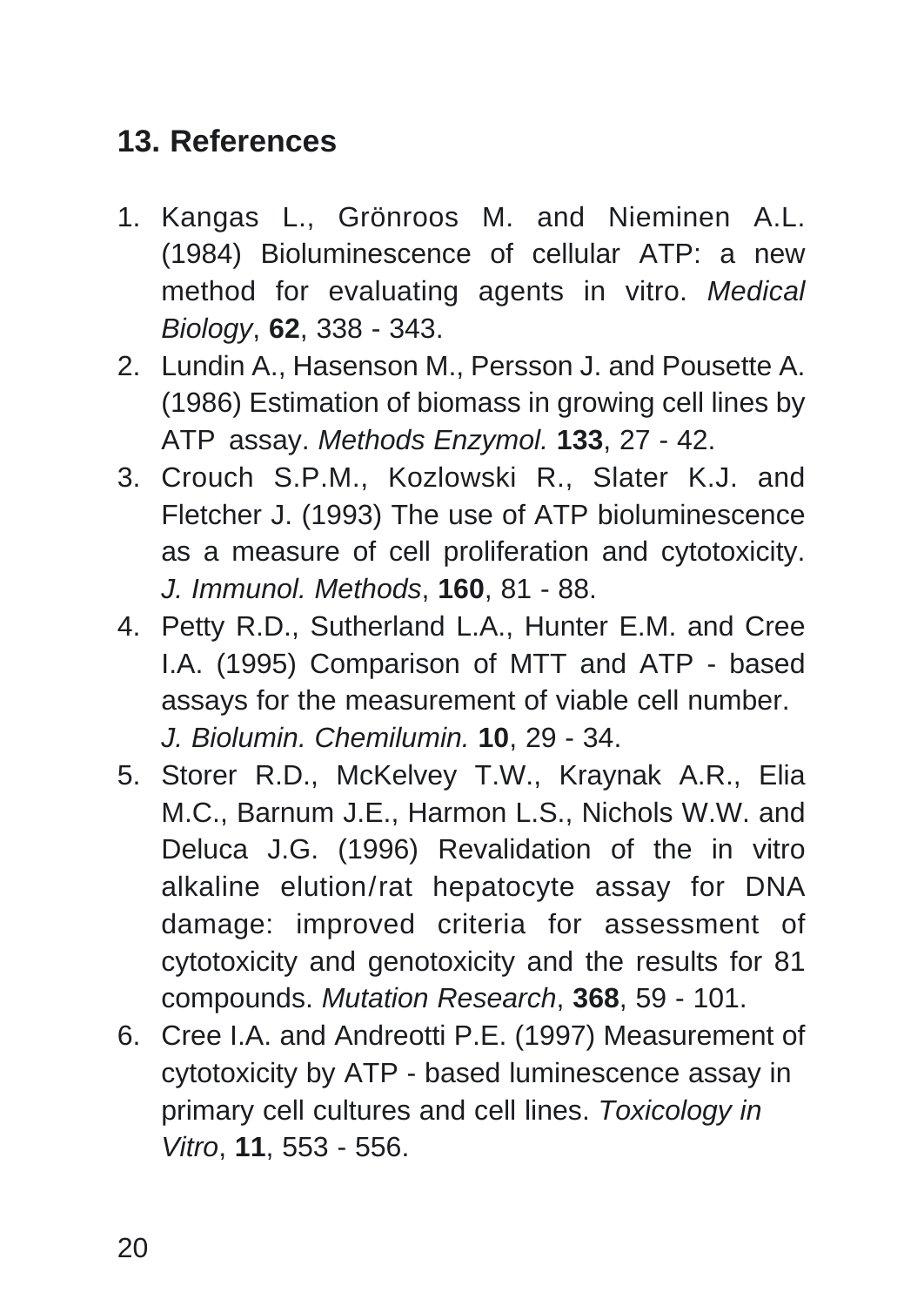## 13. References

1. Kangas L., Grönroos M. and Nieminen A.L. (1984) Bioluminescence of cellular ATP: a new method for evaluating agents in vitro. *Medical Biology*, **62**, 338 - 343.
2. Lundin A., Hasenson M., Persson J. and Pousette A. (1986) Estimation of biomass in growing cell lines by ATP assay. *Methods Enzymol.* **133**, 27 - 42.
3. Crouch S.P.M., Kozlowski R., Slater K.J. and Fletcher J. (1993) The use of ATP bioluminescence as a measure of cell proliferation and cytotoxicity. *J. Immunol. Methods*, **160**, 81 - 88.
4. Petty R.D., Sutherland L.A., Hunter E.M. and Cree I.A. (1995) Comparison of MTT and ATP - based assays for the measurement of viable cell number. *J. Biolumin. Chemilumin.* **10**, 29 - 34.
5. Storer R.D., McKelvey T.W., Kraynak A.R., Elia M.C., Barnum J.E., Harmon L.S., Nichols W.W. and Deluca J.G. (1996) Revalidation of the in vitro alkaline elution/rat hepatocyte assay for DNA damage: improved criteria for assessment of cytotoxicity and genotoxicity and the results for 81 compounds. *Mutation Research*, **368**, 59 - 101.
6. Cree I.A. and Andreotti P.E. (1997) Measurement of cytotoxicity by ATP - based luminescence assay in primary cell cultures and cell lines. *Toxicology in Vitro*, **11**, 553 - 556.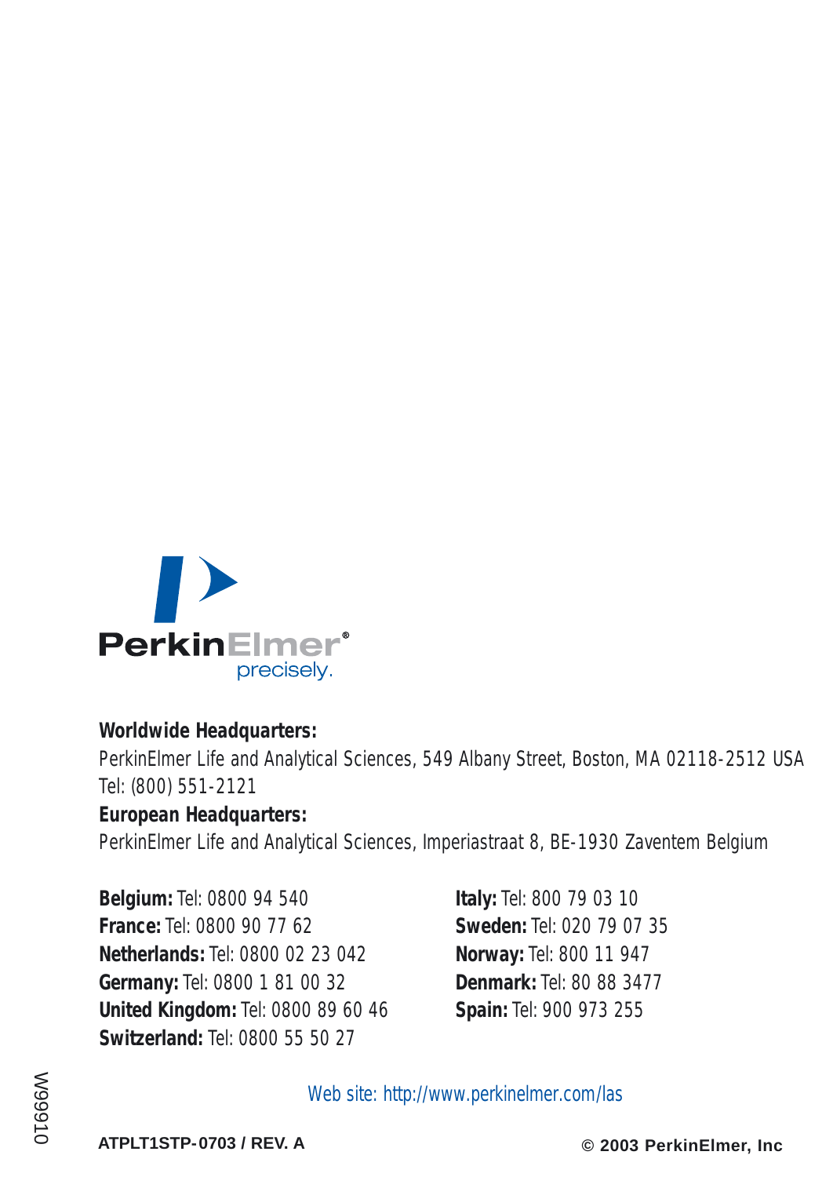PerkinElmer®

precisely.

**Worldwide Headquarters:**

PerkinElmer Life and Analytical Sciences, 549 Albany Street, Boston, MA 02118-2512 USA

Tel: (800) 551-2121

**European Headquarters:**

PerkinElmer Life and Analytical Sciences, Imperiastraat 8, BE-1930 Zaventem Belgium

**Belgium:** Tel: 0800 94 540

**France:** Tel: 0800 90 77 62

**Netherlands:** Tel: 0800 02 23 042

**Germany:** Tel: 0800 1 81 00 32

**United Kingdom:** Tel: 0800 89 60 46

**Switzerland:** Tel: 0800 55 50 27

**Italy:** Tel: 800 79 03 10

**Sweden:** Tel: 020 79 07 35

**Norway:** Tel: 800 11 947

**Denmark:** Tel: 80 88 3477

**Spain:** Tel: 900 973 255

Web site: http://www.perkinelmer.com/las

W99910

ATPLT1STP-0703 / REV. A

© 2003 PerkinElmer, Inc